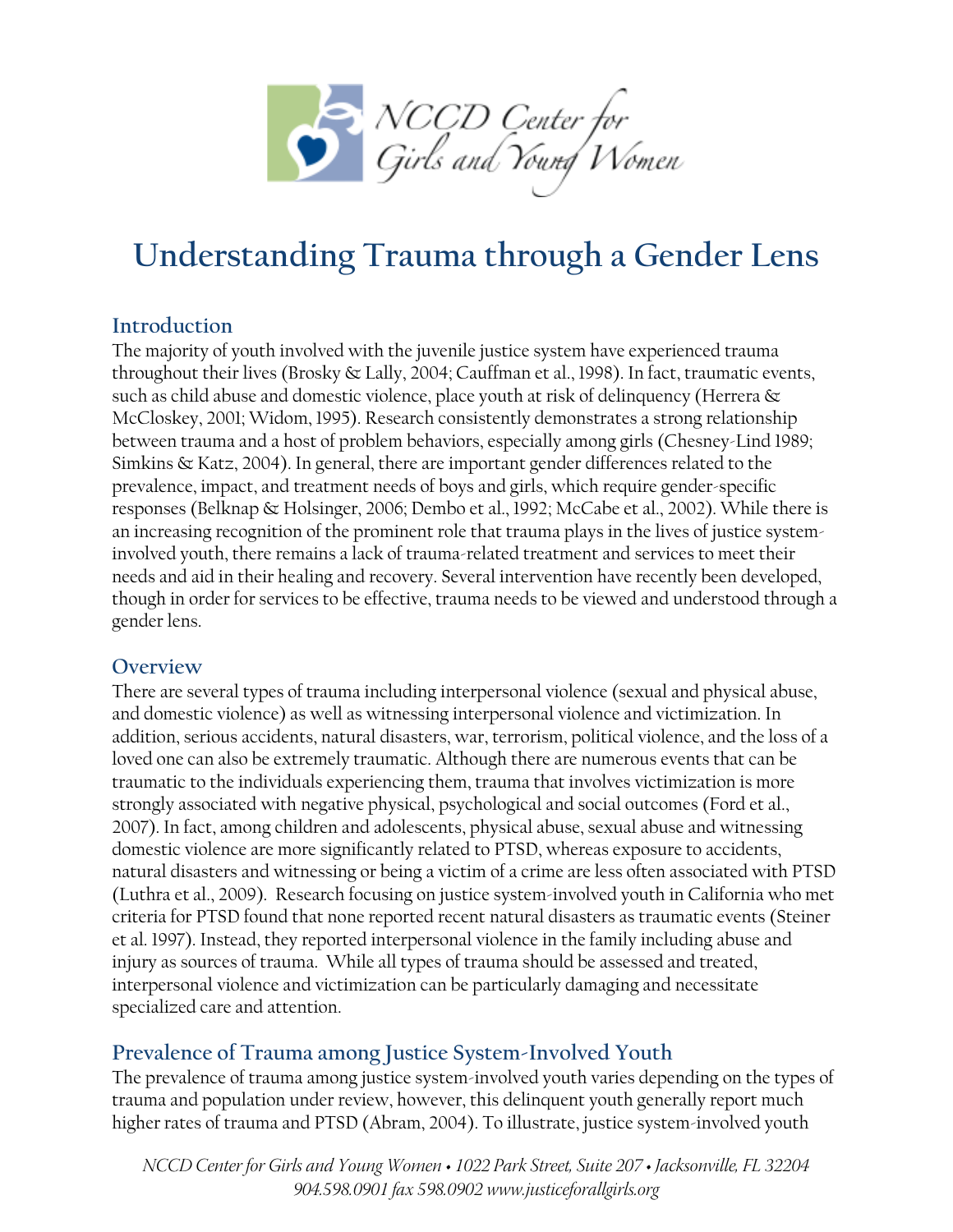# Understanding Trauma through a Gender Lens

## Introduction

The majority of youth involved with the juvenile justice system have experienced trauma throughout their lives (Brosky & Lally, 2004; Cauffman et al., 1998). In fact, traumatic events, such as child abuse and domestic violence, place youth at risk of delinquency (Herrera & McCloskey, 2001; Widom, 1995). Research consistently demonstrates a strong relationship between trauma and a host of problem behaviors, especially among girls (Chesney-Lind 1989; Simkins & Katz, 2004). In general, there are important gender differences related to the prevalence, impact, and treatment needs of boys and girls, which require gender-specific responses (Belknap & Holsinger, 2006; Dembo et al., 1992; McCabe et al., 2002). While there is an increasing recognition of the prominent role that trauma plays in the lives of justice system-involved youth, there remains a lack of trauma-related treatment and services to meet their needs and aid in their healing and recovery. Several intervention have recently been developed, though in order for services to be effective, trauma needs to be viewed and understood through a gender lens.

## Overview

There are several types of trauma including interpersonal violence (sexual and physical abuse, and domestic violence) as well as witnessing interpersonal violence and victimization. In addition, serious accidents, natural disasters, war, terrorism, political violence, and the loss of a loved one can also be extremely traumatic. Although there are numerous events that can be traumatic to the individuals experiencing them, trauma that involves victimization is more strongly associated with negative physical, psychological and social outcomes (Ford et al., 2007). In fact, among children and adolescents, physical abuse, sexual abuse and witnessing domestic violence are more significantly related to PTSD, whereas exposure to accidents, natural disasters and witnessing or being a victim of a crime are less often associated with PTSD (Luthra et al., 2009). Research focusing on justice system-involved youth in California who met criteria for PTSD found that none reported recent natural disasters as traumatic events (Steiner et al. 1997). Instead, they reported interpersonal violence in the family including abuse and injury as sources of trauma. While all types of trauma should be assessed and treated, interpersonal violence and victimization can be particularly damaging and necessitate specialized care and attention.

## Prevalence of Trauma among Justice System-Involved Youth

The prevalence of trauma among justice system-involved youth varies depending on the types of trauma and population under review, however, this delinquent youth generally report much higher rates of trauma and PTSD (Abram, 2004). To illustrate, justice system-involved youth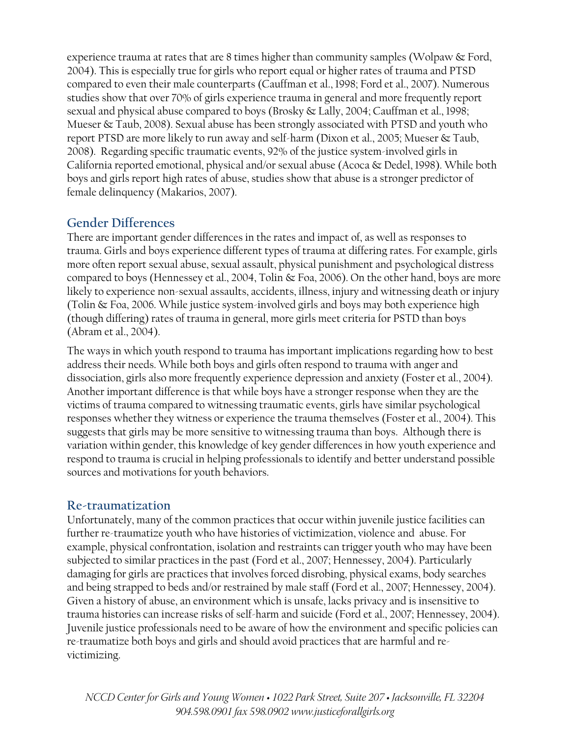experience trauma at rates that are 8 times higher than community samples (Wolpaw & Ford, 2004). This is especially true for girls who report equal or higher rates of trauma and PTSD compared to even their male counterparts (Cauffman et al., 1998; Ford et al., 2007). Numerous studies show that over 70% of girls experience trauma in general and more frequently report sexual and physical abuse compared to boys (Brosky & Lally, 2004; Cauffman et al., 1998; Mueser & Taub, 2008). Sexual abuse has been strongly associated with PTSD and youth who report PTSD are more likely to run away and self-harm (Dixon et al., 2005; Mueser & Taub, 2008). Regarding specific traumatic events, 92% of the justice system-involved girls in California reported emotional, physical and/or sexual abuse (Acoca & Dedel, 1998). While both boys and girls report high rates of abuse, studies show that abuse is a stronger predictor of female delinquency (Makarios, 2007).

## Gender Differences

There are important gender differences in the rates and impact of, as well as responses to trauma. Girls and boys experience different types of trauma at differing rates. For example, girls more often report sexual abuse, sexual assault, physical punishment and psychological distress compared to boys (Hennessey et al., 2004, Tolin & Foa, 2006). On the other hand, boys are more likely to experience non-sexual assaults, accidents, illness, injury and witnessing death or injury (Tolin & Foa, 2006. While justice system-involved girls and boys may both experience high (though differing) rates of trauma in general, more girls meet criteria for PSTD than boys (Abram et al., 2004).

The ways in which youth respond to trauma has important implications regarding how to best address their needs. While both boys and girls often respond to trauma with anger and dissociation, girls also more frequently experience depression and anxiety (Foster et al., 2004). Another important difference is that while boys have a stronger response when they are the victims of trauma compared to witnessing traumatic events, girls have similar psychological responses whether they witness or experience the trauma themselves (Foster et al., 2004). This suggests that girls may be more sensitive to witnessing trauma than boys. Although there is variation within gender, this knowledge of key gender differences in how youth experience and respond to trauma is crucial in helping professionals to identify and better understand possible sources and motivations for youth behaviors.

## Re-traumatization

Unfortunately, many of the common practices that occur within juvenile justice facilities can further re-traumatize youth who have histories of victimization, violence and abuse. For example, physical confrontation, isolation and restraints can trigger youth who may have been subjected to similar practices in the past (Ford et al., 2007; Hennessey, 2004). Particularly damaging for girls are practices that involves forced disrobing, physical exams, body searches and being strapped to beds and/or restrained by male staff (Ford et al., 2007; Hennessey, 2004). Given a history of abuse, an environment which is unsafe, lacks privacy and is insensitive to trauma histories can increase risks of self-harm and suicide (Ford et al., 2007; Hennessey, 2004). Juvenile justice professionals need to be aware of how the environment and specific policies can re-traumatize both boys and girls and should avoid practices that are harmful and re-victimizing.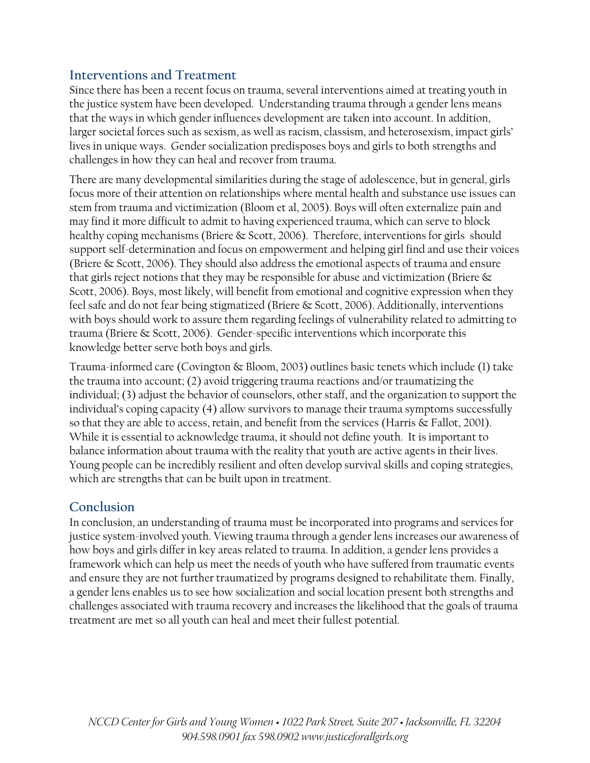## Interventions and Treatment

Since there has been a recent focus on trauma, several interventions aimed at treating youth in the justice system have been developed. Understanding trauma through a gender lens means that the ways in which gender influences development are taken into account. In addition, larger societal forces such as sexism, as well as racism, classism, and heterosexism, impact girls' lives in unique ways. Gender socialization predisposes boys and girls to both strengths and challenges in how they can heal and recover from trauma.

There are many developmental similarities during the stage of adolescence, but in general, girls focus more of their attention on relationships where mental health and substance use issues can stem from trauma and victimization (Bloom et al, 2005). Boys will often externalize pain and may find it more difficult to admit to having experienced trauma, which can serve to block healthy coping mechanisms (Briere & Scott, 2006). Therefore, interventions for girls should support self-determination and focus on empowerment and helping girl find and use their voices (Briere & Scott, 2006). They should also address the emotional aspects of trauma and ensure that girls reject notions that they may be responsible for abuse and victimization (Briere & Scott, 2006). Boys, most likely, will benefit from emotional and cognitive expression when they feel safe and do not fear being stigmatized (Briere & Scott, 2006). Additionally, interventions with boys should work to assure them regarding feelings of vulnerability related to admitting to trauma (Briere & Scott, 2006). Gender-specific interventions which incorporate this knowledge better serve both boys and girls.

Trauma-informed care (Covington & Bloom, 2003) outlines basic tenets which include (1) take the trauma into account; (2) avoid triggering trauma reactions and/or traumatizing the individual; (3) adjust the behavior of counselors, other staff, and the organization to support the individual's coping capacity (4) allow survivors to manage their trauma symptoms successfully so that they are able to access, retain, and benefit from the services (Harris & Fallot, 2001). While it is essential to acknowledge trauma, it should not define youth. It is important to balance information about trauma with the reality that youth are active agents in their lives. Young people can be incredibly resilient and often develop survival skills and coping strategies, which are strengths that can be built upon in treatment.

## Conclusion

In conclusion, an understanding of trauma must be incorporated into programs and services for justice system-involved youth. Viewing trauma through a gender lens increases our awareness of how boys and girls differ in key areas related to trauma. In addition, a gender lens provides a framework which can help us meet the needs of youth who have suffered from traumatic events and ensure they are not further traumatized by programs designed to rehabilitate them. Finally, a gender lens enables us to see how socialization and social location present both strengths and challenges associated with trauma recovery and increases the likelihood that the goals of trauma treatment are met so all youth can heal and meet their fullest potential.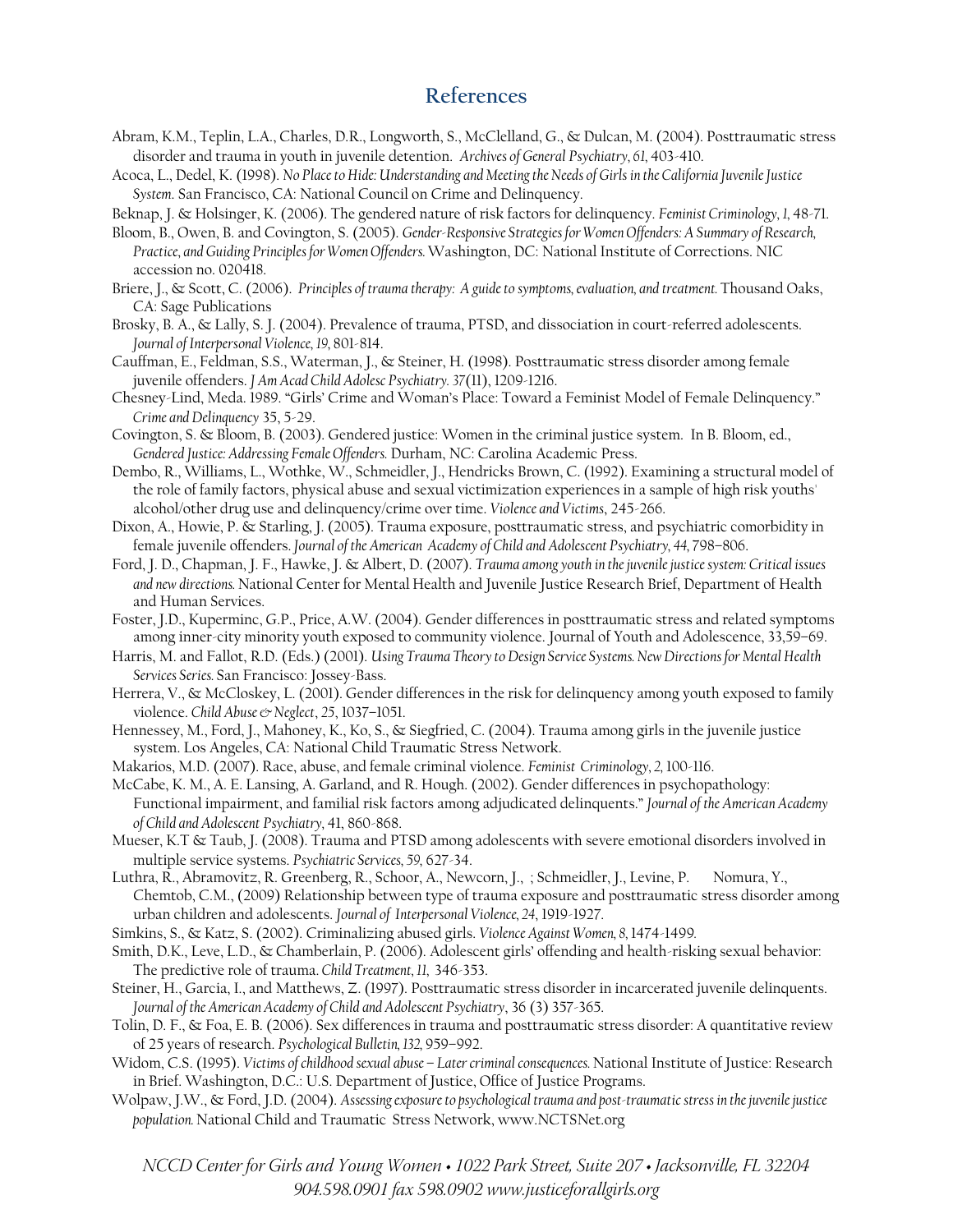## References

Abram, K.M., Teplin, L.A., Charles, D.R., Longworth, S., McClelland, G., & Dulcan, M. (2004). Posttraumatic stress disorder and trauma in youth in juvenile detention. *Archives of General Psychiatry, 61,* 403-410.

Acoca, L., Dedel, K. (1998). *No Place to Hide: Understanding and Meeting the Needs of Girls in the California Juvenile Justice System.* San Francisco, CA: National Council on Crime and Delinquency.

Beknap, J. & Holsinger, K. (2006). The gendered nature of risk factors for delinquency. *Feminist Criminology, 1,* 48-71.

Bloom, B., Owen, B. and Covington, S. (2005). *Gender-Responsive Strategies for Women Offenders: A Summary of Research, Practice, and Guiding Principles for Women Offenders.* Washington, DC: National Institute of Corrections. NIC accession no. 020418.

Briere, J., & Scott, C. (2006). *Principles of trauma therapy: A guide to symptoms, evaluation, and treatment.* Thousand Oaks, CA: Sage Publications

Brosky, B. A., & Lally, S. J. (2004). Prevalence of trauma, PTSD, and dissociation in court-referred adolescents. *Journal of Interpersonal Violence, 19,* 801-814.

Cauffman, E., Feldman, S.S., Waterman, J., & Steiner, H. (1998). Posttraumatic stress disorder among female juvenile offenders. *J Am Acad Child Adolesc Psychiatry. 37*(11), 1209-1216.

Chesney-Lind, Meda. 1989. "Girls' Crime and Woman's Place: Toward a Feminist Model of Female Delinquency." *Crime and Delinquency* 35, 5-29.

Covington, S. & Bloom, B. (2003). Gendered justice: Women in the criminal justice system. In B. Bloom, ed., *Gendered Justice: Addressing Female Offenders.* Durham, NC: Carolina Academic Press.

Dembo, R., Williams, L., Wothke, W., Schmeidler, J., Hendricks Brown, C. (1992). Examining a structural model of the role of family factors, physical abuse and sexual victimization experiences in a sample of high risk youths' alcohol/other drug use and delinquency/crime over time. *Violence and Victims*, 245-266.

Dixon, A., Howie, P. & Starling, J. (2005). Trauma exposure, posttraumatic stress, and psychiatric comorbidity in female juvenile offenders. *Journal of the American Academy of Child and Adolescent Psychiatry, 44,* 798–806.

Ford, J. D., Chapman, J. F., Hawke, J. & Albert, D. (2007). *Trauma among youth in the juvenile justice system: Critical issues and new directions.* National Center for Mental Health and Juvenile Justice Research Brief, Department of Health and Human Services.

Foster, J.D., Kuperminc, G.P., Price, A.W. (2004). Gender differences in posttraumatic stress and related symptoms among inner-city minority youth exposed to community violence. Journal of Youth and Adolescence, 33,59–69.

Harris, M. and Fallot, R.D. (Eds.) (2001). *Using Trauma Theory to Design Service Systems. New Directions for Mental Health Services Series.* San Francisco: Jossey-Bass.

Herrera, V., & McCloskey, L. (2001). Gender differences in the risk for delinquency among youth exposed to family violence. *Child Abuse & Neglect*, *25*, 1037–1051.

Hennessey, M., Ford, J., Mahoney, K., Ko, S., & Siegfried, C. (2004). Trauma among girls in the juvenile justice system. Los Angeles, CA: National Child Traumatic Stress Network.

Makarios, M.D. (2007). Race, abuse, and female criminal violence. *Feminist Criminology, 2,* 100-116.

McCabe, K. M., A. E. Lansing, A. Garland, and R. Hough. (2002). Gender differences in psychopathology: Functional impairment, and familial risk factors among adjudicated delinquents." *Journal of the American Academy of Child and Adolescent Psychiatry,* 41, 860-868.

Mueser, K.T & Taub, J. (2008). Trauma and PTSD among adolescents with severe emotional disorders involved in multiple service systems. *Psychiatric Services, 59,* 627-34.

Luthra, R., Abramovitz, R. Greenberg, R., Schoor, A., Newcorn, J., ; Schmeidler, J., Levine, P. Nomura, Y., Chemtob, C.M., (2009) Relationship between type of trauma exposure and posttraumatic stress disorder among urban children and adolescents. *Journal of Interpersonal Violence, 24,* 1919-1927.

Simkins, S., & Katz, S. (2002). Criminalizing abused girls. *Violence Against Women, 8,* 1474-1499.

Smith, D.K., Leve, L.D., & Chamberlain, P. (2006). Adolescent girls' offending and health-risking sexual behavior: The predictive role of trauma. *Child Treatment, 11,* 346-353.

Steiner, H., Garcia, I., and Matthews, Z. (1997). Posttraumatic stress disorder in incarcerated juvenile delinquents. *Journal of the American Academy of Child and Adolescent Psychiatry*, 36 (3) 357-365.

Tolin, D. F., & Foa, E. B. (2006). Sex differences in trauma and posttraumatic stress disorder: A quantitative review of 25 years of research. *Psychological Bulletin, 132,* 959–992.

Widom, C.S. (1995). *Victims of childhood sexual abuse – Later criminal consequences.* National Institute of Justice: Research in Brief. Washington, D.C.: U.S. Department of Justice, Office of Justice Programs.

Wolpaw, J.W., & Ford, J.D. (2004). *Assessing exposure to psychological trauma and post-traumatic stress in the juvenile justice population.* National Child and Traumatic Stress Network, www.NCTSNet.org

*NCCD Center for Girls and Young Women • 1022 Park Street, Suite 207 • Jacksonville, FL 32204*
*904.598.0901 fax 598.0902 www.justiceforallgirls.org*